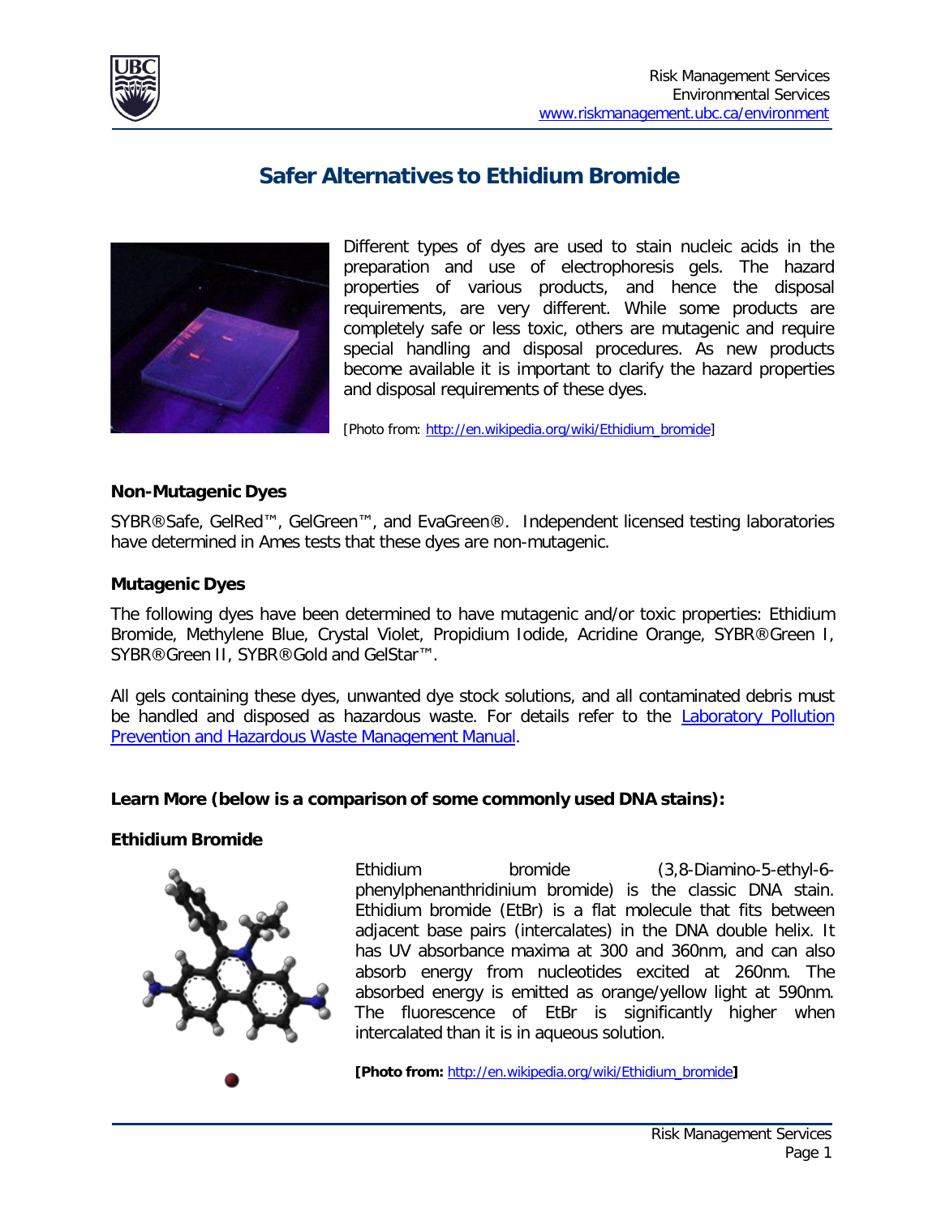# Safer Alternatives to Ethidium Bromide

Different types of dyes are used to stain nucleic acids in the preparation and use of electrophoresis gels. The hazard properties of various products, and hence the disposal requirements, are very different. While some products are completely safe or less toxic, others are mutagenic and require special handling and disposal procedures. As new products become available it is important to clarify the hazard properties and disposal requirements of these dyes.

[Photo from: http://en.wikipedia.org/wiki/Ethidium_bromide]

### Non-Mutagenic Dyes

SYBR® Safe, GelRed™, GelGreen™, and EvaGreen®. Independent licensed testing laboratories have determined in Ames tests that these dyes are non-mutagenic.

### Mutagenic Dyes

The following dyes have been determined to have mutagenic and/or toxic properties: Ethidium Bromide, Methylene Blue, Crystal Violet, Propidium Iodide, Acridine Orange, SYBR® Green I, SYBR® Green II, SYBR® Gold and GelStar™.

All gels containing these dyes, unwanted dye stock solutions, and all contaminated debris must be handled and disposed as hazardous waste. For details refer to the Laboratory Pollution Prevention and Hazardous Waste Management Manual.

### Learn More (below is a comparison of some commonly used DNA stains):

### Ethidium Bromide

Ethidium bromide (3,8-Diamino-5-ethyl-6-phenylphenanthridinium bromide) is the classic DNA stain. Ethidium bromide (EtBr) is a flat molecule that fits between adjacent base pairs (intercalates) in the DNA double helix. It has UV absorbance maxima at 300 and 360nm, and can also absorb energy from nucleotides excited at 260nm. The absorbed energy is emitted as orange/yellow light at 590nm. The fluorescence of EtBr is significantly higher when intercalated than it is in aqueous solution.

**[Photo from:** http://en.wikipedia.org/wiki/Ethidium_bromide**]**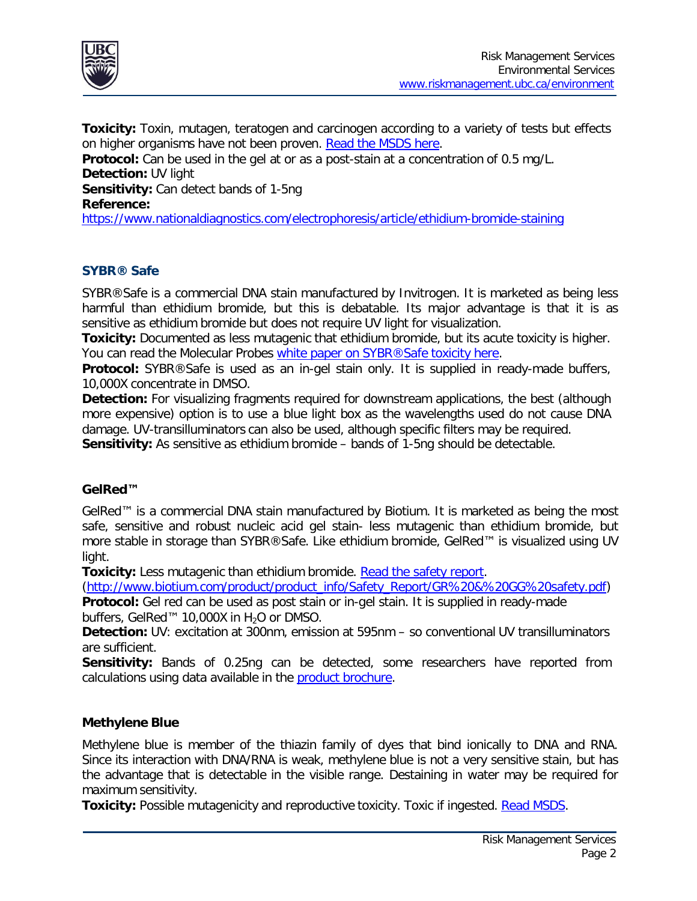**Toxicity:** Toxin, mutagen, teratogen and carcinogen according to a variety of tests but effects on higher organisms have not been proven. [Read the MSDS here](#).
**Protocol:** Can be used in the gel at or as a post-stain at a concentration of 0.5 mg/L.
**Detection:** UV light
**Sensitivity:** Can detect bands of 1-5ng
**Reference:**
https://www.nationaldiagnostics.com/electrophoresis/article/ethidium-bromide-staining

### SYBR® Safe

SYBR®Safe is a commercial DNA stain manufactured by Invitrogen. It is marketed as being less harmful than ethidium bromide, but this is debatable. Its major advantage is that it is as sensitive as ethidium bromide but does not require UV light for visualization.
**Toxicity:** Documented as less mutagenic that ethidium bromide, but its acute toxicity is higher. You can read the Molecular Probes [white paper on SYBR®Safe toxicity here](#).
**Protocol:** SYBR®Safe is used as an in-gel stain only. It is supplied in ready-made buffers, 10,000X concentrate in DMSO.
**Detection:** For visualizing fragments required for downstream applications, the best (although more expensive) option is to use a blue light box as the wavelengths used do not cause DNA damage. UV-transilluminators can also be used, although specific filters may be required.
**Sensitivity:** As sensitive as ethidium bromide – bands of 1-5ng should be detectable.

### GelRed™

GelRed™ is a commercial DNA stain manufactured by Biotium. It is marketed as being the most safe, sensitive and robust nucleic acid gel stain- less mutagenic than ethidium bromide, but more stable in storage than SYBR®Safe. Like ethidium bromide, GelRed™ is visualized using UV light.
**Toxicity:** Less mutagenic than ethidium bromide. [Read the safety report](#).
(http://www.biotium.com/product/product_info/Safety_Report/GR%20&%20GG%20safety.pdf)
**Protocol:** Gel red can be used as post stain or in-gel stain. It is supplied in ready-made buffers, GelRed™ 10,000X in $H_2O$ or DMSO.
**Detection:** UV: excitation at 300nm, emission at 595nm – so conventional UV transilluminators are sufficient.
**Sensitivity:** Bands of 0.25ng can be detected, some researchers have reported from calculations using data available in the [product brochure](#).

### Methylene Blue

Methylene blue is member of the thiazin family of dyes that bind ionically to DNA and RNA. Since its interaction with DNA/RNA is weak, methylene blue is not a very sensitive stain, but has the advantage that is detectable in the visible range. Destaining in water may be required for maximum sensitivity.
**Toxicity:** Possible mutagenicity and reproductive toxicity. Toxic if ingested. [Read MSDS](#).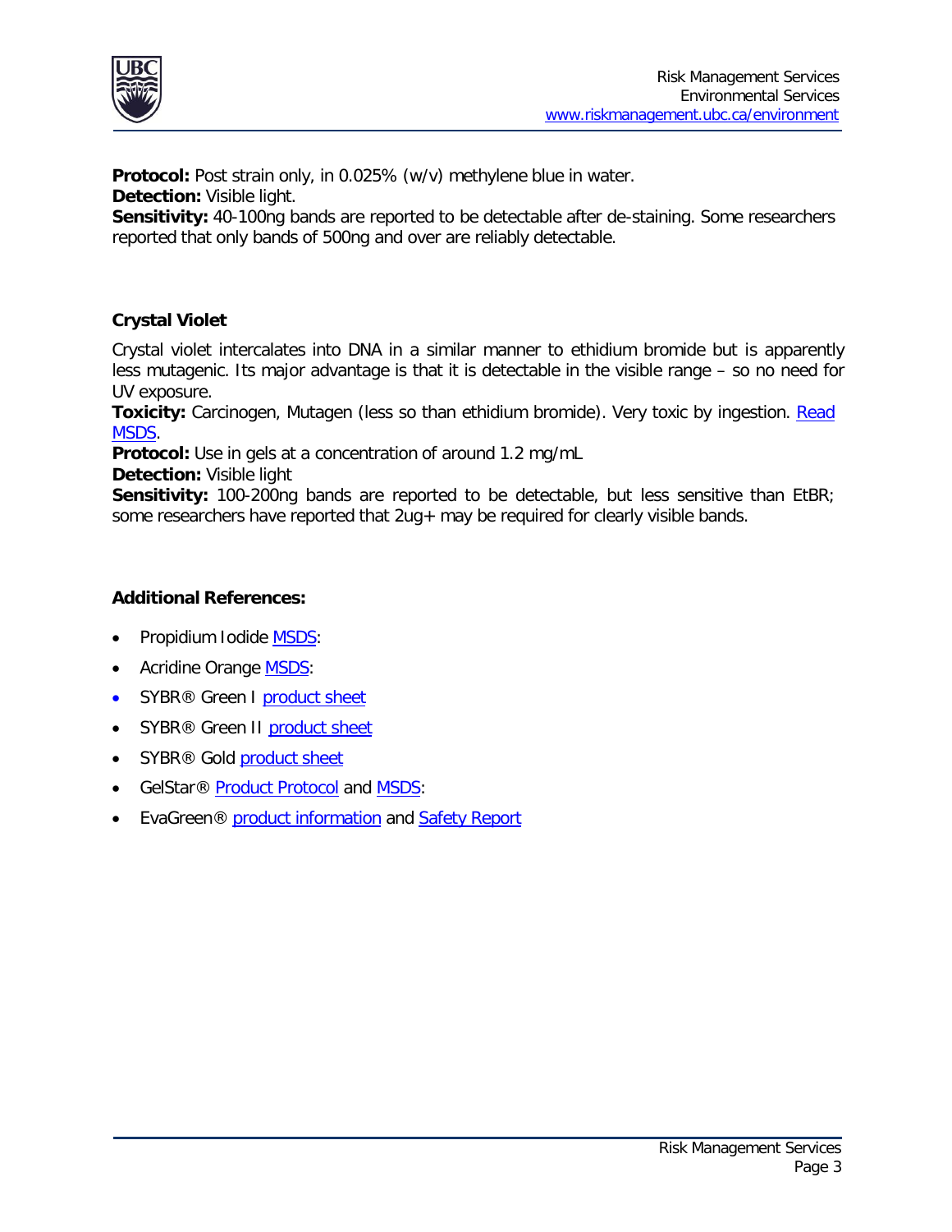**Protocol:** Post strain only, in 0.025% (w/v) methylene blue in water.
**Detection:** Visible light.
**Sensitivity:** 40-100ng bands are reported to be detectable after de-staining. Some researchers reported that only bands of 500ng and over are reliably detectable.

### Crystal Violet

Crystal violet intercalates into DNA in a similar manner to ethidium bromide but is apparently less mutagenic. Its major advantage is that it is detectable in the visible range – so no need for UV exposure.
**Toxicity:** Carcinogen, Mutagen (less so than ethidium bromide). Very toxic by ingestion. Read MSDS.
**Protocol:** Use in gels at a concentration of around 1.2 mg/mL
**Detection:** Visible light
**Sensitivity:** 100-200ng bands are reported to be detectable, but less sensitive than EtBR; some researchers have reported that 2ug+ may be required for clearly visible bands.

### Additional References:

- Propidium Iodide MSDS:
- Acridine Orange MSDS:
- SYBR® Green I product sheet
- SYBR® Green II product sheet
- SYBR® Gold product sheet
- GelStar® Product Protocol and MSDS:
- EvaGreen® product information and Safety Report